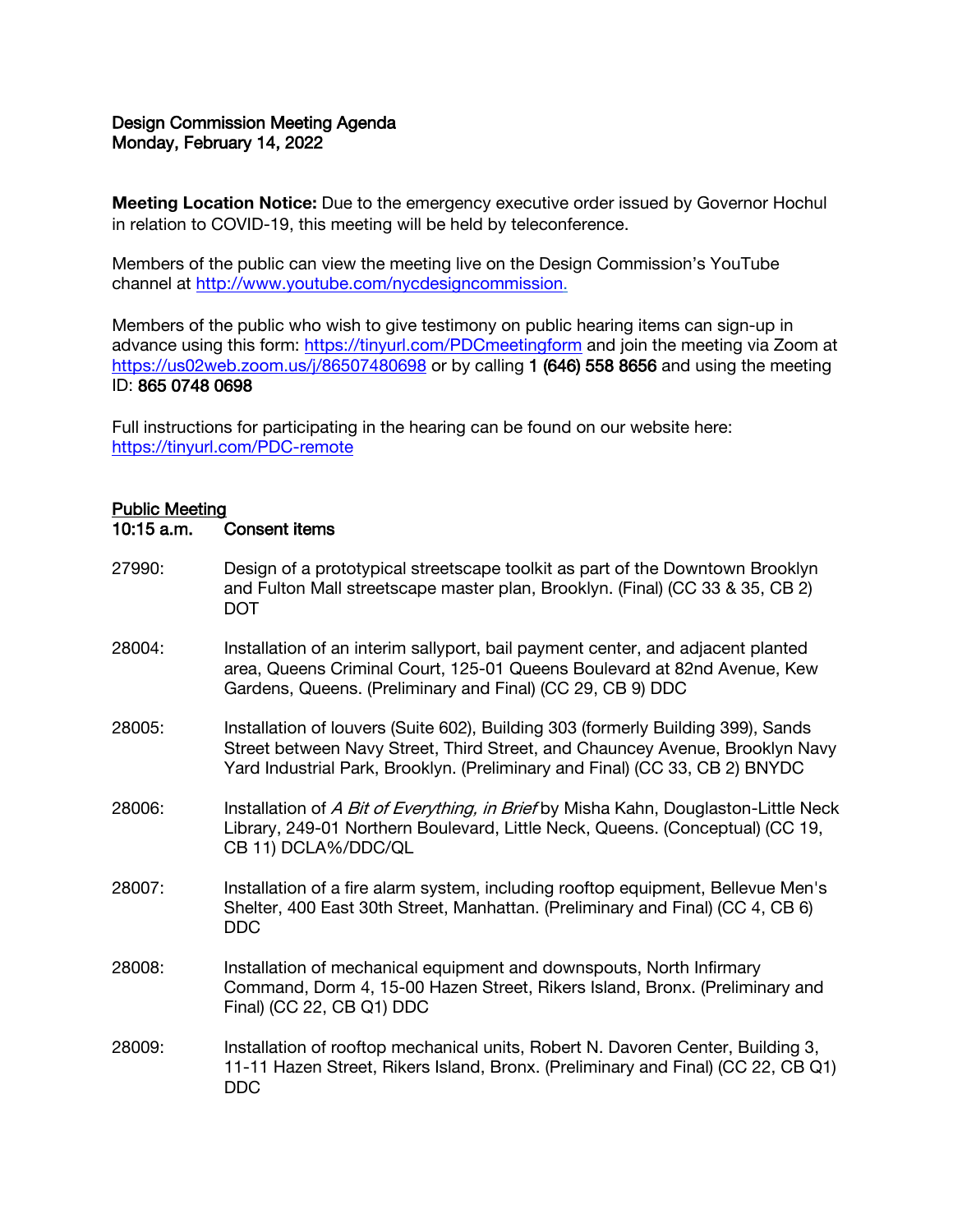**Design Commission Meeting Agenda**
**Monday, February 14, 2022**

**Meeting Location Notice:** Due to the emergency executive order issued by Governor Hochul in relation to COVID-19, this meeting will be held by teleconference.

Members of the public can view the meeting live on the Design Commission's YouTube channel at [http://www.youtube.com/nycdesigncommission.](http://www.youtube.com/nycdesigncommission)

Members of the public who wish to give testimony on public hearing items can sign-up in advance using this form: [https://tinyurl.com/PDCmeetingform](https://tinyurl.com/PDCmeetingform) and join the meeting via Zoom at [https://us02web.zoom.us/j/86507480698](https://us02web.zoom.us/j/86507480698) or by calling 1 (646) 558 8656 and using the meeting ID: 865 0748 0698

Full instructions for participating in the hearing can be found on our website here: [https://tinyurl.com/PDC-remote](https://tinyurl.com/PDC-remote)

## Public Meeting

**10:15 a.m. Consent items**

27990: Design of a prototypical streetscape toolkit as part of the Downtown Brooklyn and Fulton Mall streetscape master plan, Brooklyn. (Final) (CC 33 & 35, CB 2) DOT

28004: Installation of an interim sallyport, bail payment center, and adjacent planted area, Queens Criminal Court, 125-01 Queens Boulevard at 82nd Avenue, Kew Gardens, Queens. (Preliminary and Final) (CC 29, CB 9) DDC

28005: Installation of louvers (Suite 602), Building 303 (formerly Building 399), Sands Street between Navy Street, Third Street, and Chauncey Avenue, Brooklyn Navy Yard Industrial Park, Brooklyn. (Preliminary and Final) (CC 33, CB 2) BNYDC

28006: Installation of *A Bit of Everything, in Brief* by Misha Kahn, Douglaston-Little Neck Library, 249-01 Northern Boulevard, Little Neck, Queens. (Conceptual) (CC 19, CB 11) DCLA%/DDC/QL

28007: Installation of a fire alarm system, including rooftop equipment, Bellevue Men's Shelter, 400 East 30th Street, Manhattan. (Preliminary and Final) (CC 4, CB 6) DDC

28008: Installation of mechanical equipment and downspouts, North Infirmary Command, Dorm 4, 15-00 Hazen Street, Rikers Island, Bronx. (Preliminary and Final) (CC 22, CB Q1) DDC

28009: Installation of rooftop mechanical units, Robert N. Davoren Center, Building 3, 11-11 Hazen Street, Rikers Island, Bronx. (Preliminary and Final) (CC 22, CB Q1) DDC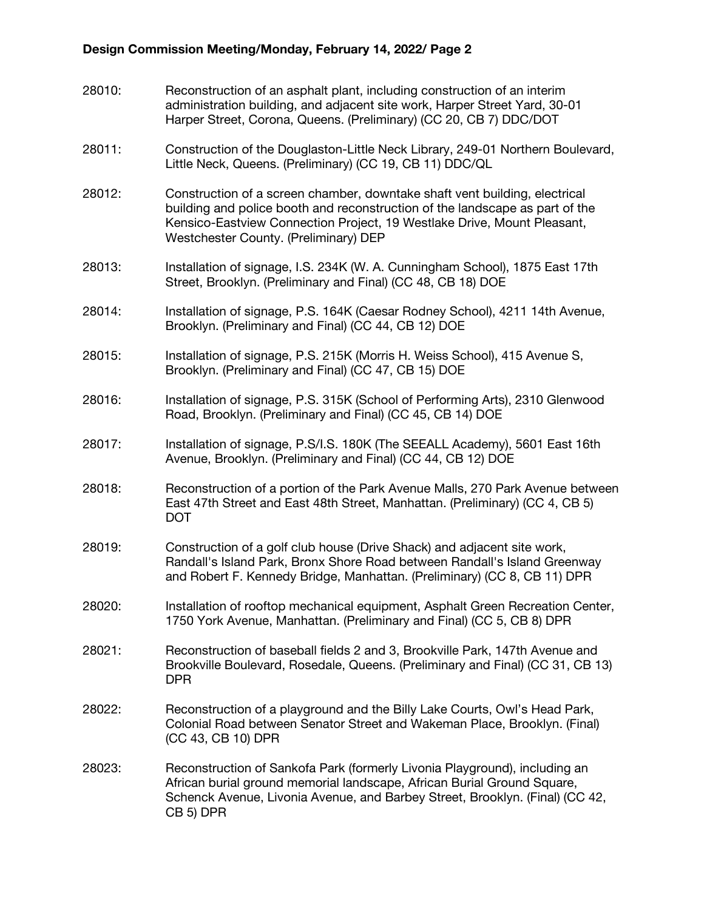28010: Reconstruction of an asphalt plant, including construction of an interim administration building, and adjacent site work, Harper Street Yard, 30-01 Harper Street, Corona, Queens. (Preliminary) (CC 20, CB 7) DDC/DOT

28011: Construction of the Douglaston-Little Neck Library, 249-01 Northern Boulevard, Little Neck, Queens. (Preliminary) (CC 19, CB 11) DDC/QL

28012: Construction of a screen chamber, downtake shaft vent building, electrical building and police booth and reconstruction of the landscape as part of the Kensico-Eastview Connection Project, 19 Westlake Drive, Mount Pleasant, Westchester County. (Preliminary) DEP

28013: Installation of signage, I.S. 234K (W. A. Cunningham School), 1875 East 17th Street, Brooklyn. (Preliminary and Final) (CC 48, CB 18) DOE

28014: Installation of signage, P.S. 164K (Caesar Rodney School), 4211 14th Avenue, Brooklyn. (Preliminary and Final) (CC 44, CB 12) DOE

28015: Installation of signage, P.S. 215K (Morris H. Weiss School), 415 Avenue S, Brooklyn. (Preliminary and Final) (CC 47, CB 15) DOE

28016: Installation of signage, P.S. 315K (School of Performing Arts), 2310 Glenwood Road, Brooklyn. (Preliminary and Final) (CC 45, CB 14) DOE

28017: Installation of signage, P.S/I.S. 180K (The SEEALL Academy), 5601 East 16th Avenue, Brooklyn. (Preliminary and Final) (CC 44, CB 12) DOE

28018: Reconstruction of a portion of the Park Avenue Malls, 270 Park Avenue between East 47th Street and East 48th Street, Manhattan. (Preliminary) (CC 4, CB 5) DOT

28019: Construction of a golf club house (Drive Shack) and adjacent site work, Randall's Island Park, Bronx Shore Road between Randall's Island Greenway and Robert F. Kennedy Bridge, Manhattan. (Preliminary) (CC 8, CB 11) DPR

28020: Installation of rooftop mechanical equipment, Asphalt Green Recreation Center, 1750 York Avenue, Manhattan. (Preliminary and Final) (CC 5, CB 8) DPR

28021: Reconstruction of baseball fields 2 and 3, Brookville Park, 147th Avenue and Brookville Boulevard, Rosedale, Queens. (Preliminary and Final) (CC 31, CB 13) DPR

28022: Reconstruction of a playground and the Billy Lake Courts, Owl's Head Park, Colonial Road between Senator Street and Wakeman Place, Brooklyn. (Final) (CC 43, CB 10) DPR

28023: Reconstruction of Sankofa Park (formerly Livonia Playground), including an African burial ground memorial landscape, African Burial Ground Square, Schenck Avenue, Livonia Avenue, and Barbey Street, Brooklyn. (Final) (CC 42, CB 5) DPR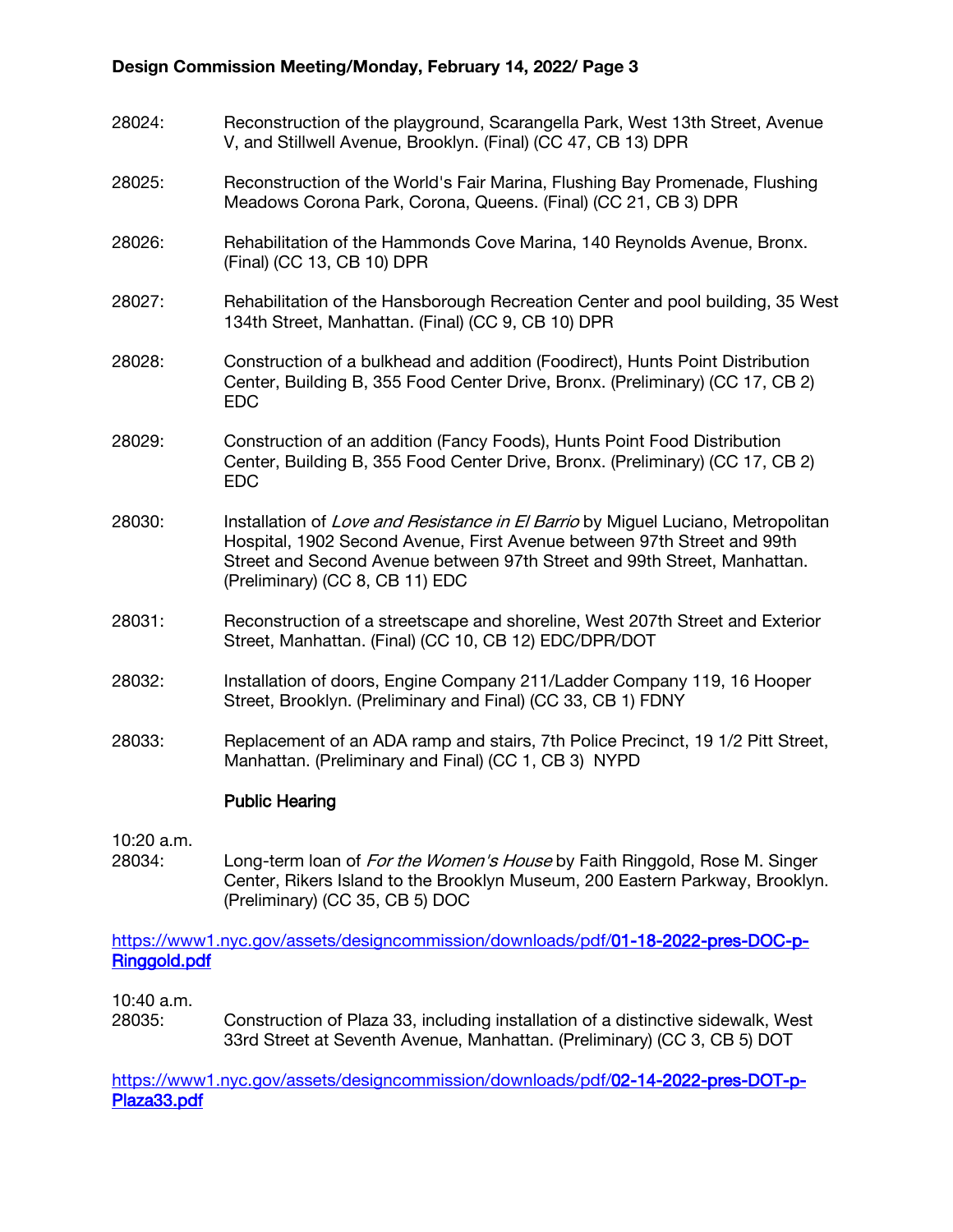28024: Reconstruction of the playground, Scarangella Park, West 13th Street, Avenue V, and Stillwell Avenue, Brooklyn. (Final) (CC 47, CB 13) DPR

28025: Reconstruction of the World's Fair Marina, Flushing Bay Promenade, Flushing Meadows Corona Park, Corona, Queens. (Final) (CC 21, CB 3) DPR

28026: Rehabilitation of the Hammonds Cove Marina, 140 Reynolds Avenue, Bronx. (Final) (CC 13, CB 10) DPR

28027: Rehabilitation of the Hansborough Recreation Center and pool building, 35 West 134th Street, Manhattan. (Final) (CC 9, CB 10) DPR

28028: Construction of a bulkhead and addition (Foodirect), Hunts Point Distribution Center, Building B, 355 Food Center Drive, Bronx. (Preliminary) (CC 17, CB 2) EDC

28029: Construction of an addition (Fancy Foods), Hunts Point Food Distribution Center, Building B, 355 Food Center Drive, Bronx. (Preliminary) (CC 17, CB 2) EDC

28030: Installation of *Love and Resistance in El Barrio* by Miguel Luciano, Metropolitan Hospital, 1902 Second Avenue, First Avenue between 97th Street and 99th Street and Second Avenue between 97th Street and 99th Street, Manhattan. (Preliminary) (CC 8, CB 11) EDC

28031: Reconstruction of a streetscape and shoreline, West 207th Street and Exterior Street, Manhattan. (Final) (CC 10, CB 12) EDC/DPR/DOT

28032: Installation of doors, Engine Company 211/Ladder Company 119, 16 Hooper Street, Brooklyn. (Preliminary and Final) (CC 33, CB 1) FDNY

28033: Replacement of an ADA ramp and stairs, 7th Police Precinct, 19 1/2 Pitt Street, Manhattan. (Preliminary and Final) (CC 1, CB 3) NYPD

**Public Hearing**

10:20 a.m.
28034: Long-term loan of *For the Women's House* by Faith Ringgold, Rose M. Singer Center, Rikers Island to the Brooklyn Museum, 200 Eastern Parkway, Brooklyn. (Preliminary) (CC 35, CB 5) DOC

https://www1.nyc.gov/assets/designcommission/downloads/pdf/01-18-2022-pres-DOC-p-Ringgold.pdf

10:40 a.m.
28035: Construction of Plaza 33, including installation of a distinctive sidewalk, West 33rd Street at Seventh Avenue, Manhattan. (Preliminary) (CC 3, CB 5) DOT

https://www1.nyc.gov/assets/designcommission/downloads/pdf/02-14-2022-pres-DOT-p-Plaza33.pdf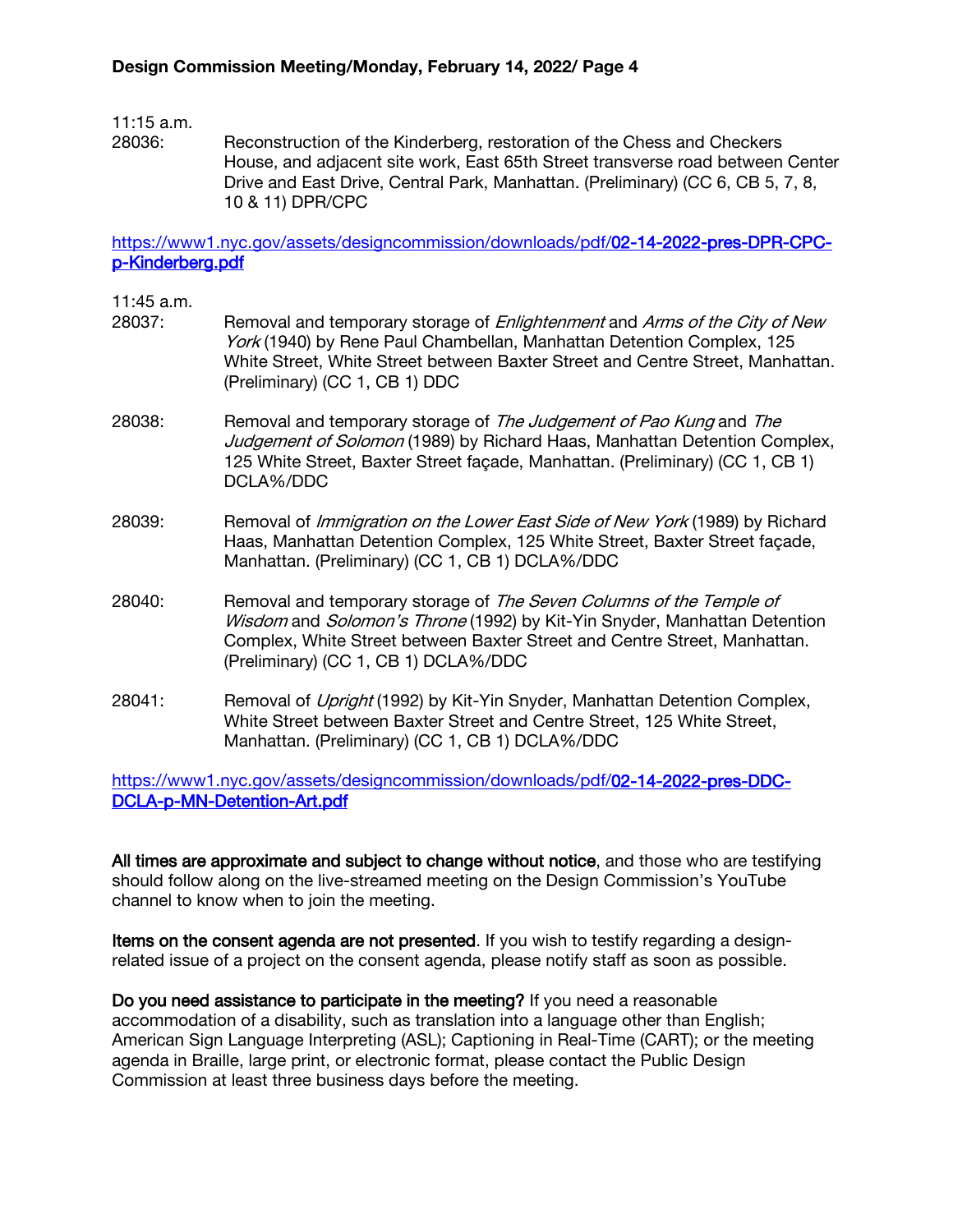11:15 a.m.

28036: Reconstruction of the Kinderberg, restoration of the Chess and Checkers House, and adjacent site work, East 65th Street transverse road between Center Drive and East Drive, Central Park, Manhattan. (Preliminary) (CC 6, CB 5, 7, 8, 10 & 11) DPR/CPC

https://www1.nyc.gov/assets/designcommission/downloads/pdf/02-14-2022-pres-DPR-CPC-p-Kinderberg.pdf

11:45 a.m.

28037: Removal and temporary storage of *Enlightenment* and *Arms of the City of New York* (1940) by Rene Paul Chambellan, Manhattan Detention Complex, 125 White Street, White Street between Baxter Street and Centre Street, Manhattan. (Preliminary) (CC 1, CB 1) DDC

28038: Removal and temporary storage of *The Judgement of Pao Kung* and *The Judgement of Solomon* (1989) by Richard Haas, Manhattan Detention Complex, 125 White Street, Baxter Street façade, Manhattan. (Preliminary) (CC 1, CB 1) DCLA%/DDC

28039: Removal of *Immigration on the Lower East Side of New York* (1989) by Richard Haas, Manhattan Detention Complex, 125 White Street, Baxter Street façade, Manhattan. (Preliminary) (CC 1, CB 1) DCLA%/DDC

28040: Removal and temporary storage of *The Seven Columns of the Temple of Wisdom* and *Solomon's Throne* (1992) by Kit-Yin Snyder, Manhattan Detention Complex, White Street between Baxter Street and Centre Street, Manhattan. (Preliminary) (CC 1, CB 1) DCLA%/DDC

28041: Removal of *Upright* (1992) by Kit-Yin Snyder, Manhattan Detention Complex, White Street between Baxter Street and Centre Street, 125 White Street, Manhattan. (Preliminary) (CC 1, CB 1) DCLA%/DDC

https://www1.nyc.gov/assets/designcommission/downloads/pdf/02-14-2022-pres-DDC-DCLA-p-MN-Detention-Art.pdf

**All times are approximate and subject to change without notice**, and those who are testifying should follow along on the live-streamed meeting on the Design Commission's YouTube channel to know when to join the meeting.

**Items on the consent agenda are not presented**. If you wish to testify regarding a design-related issue of a project on the consent agenda, please notify staff as soon as possible.

**Do you need assistance to participate in the meeting?** If you need a reasonable accommodation of a disability, such as translation into a language other than English; American Sign Language Interpreting (ASL); Captioning in Real-Time (CART); or the meeting agenda in Braille, large print, or electronic format, please contact the Public Design Commission at least three business days before the meeting.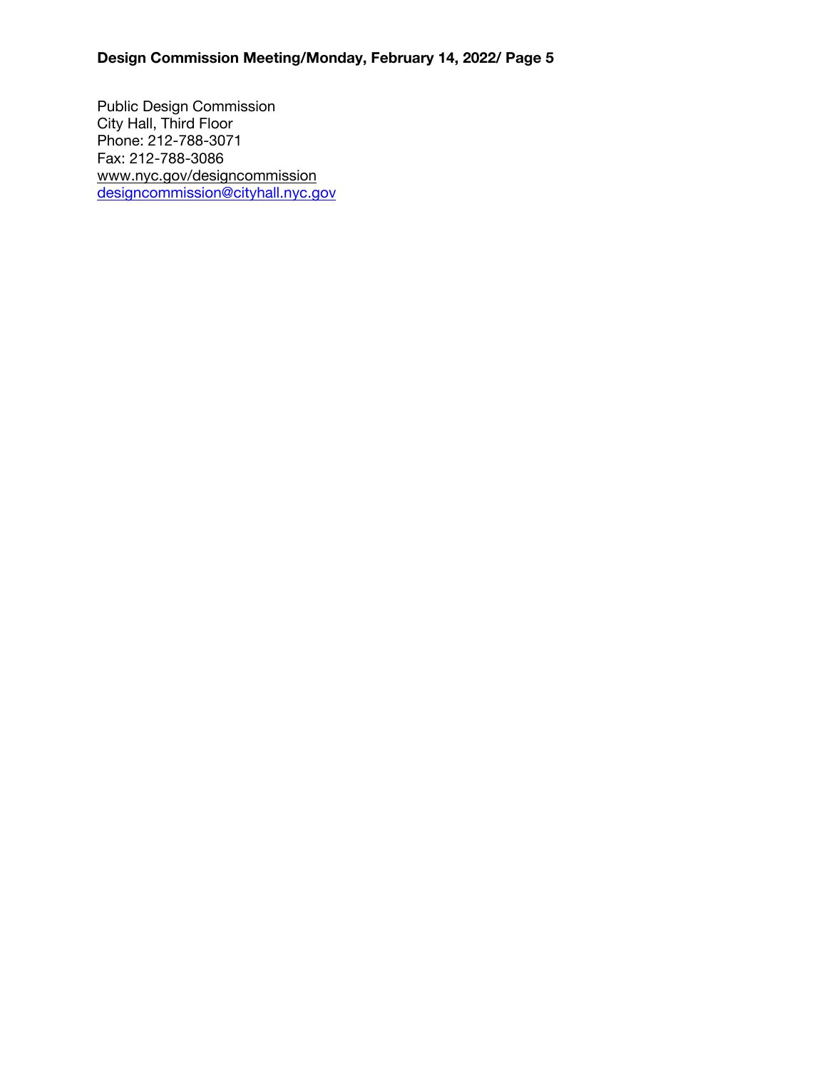Public Design Commission
City Hall, Third Floor
Phone: 212-788-3071
Fax: 212-788-3086
www.nyc.gov/designcommission
designcommission@cityhall.nyc.gov